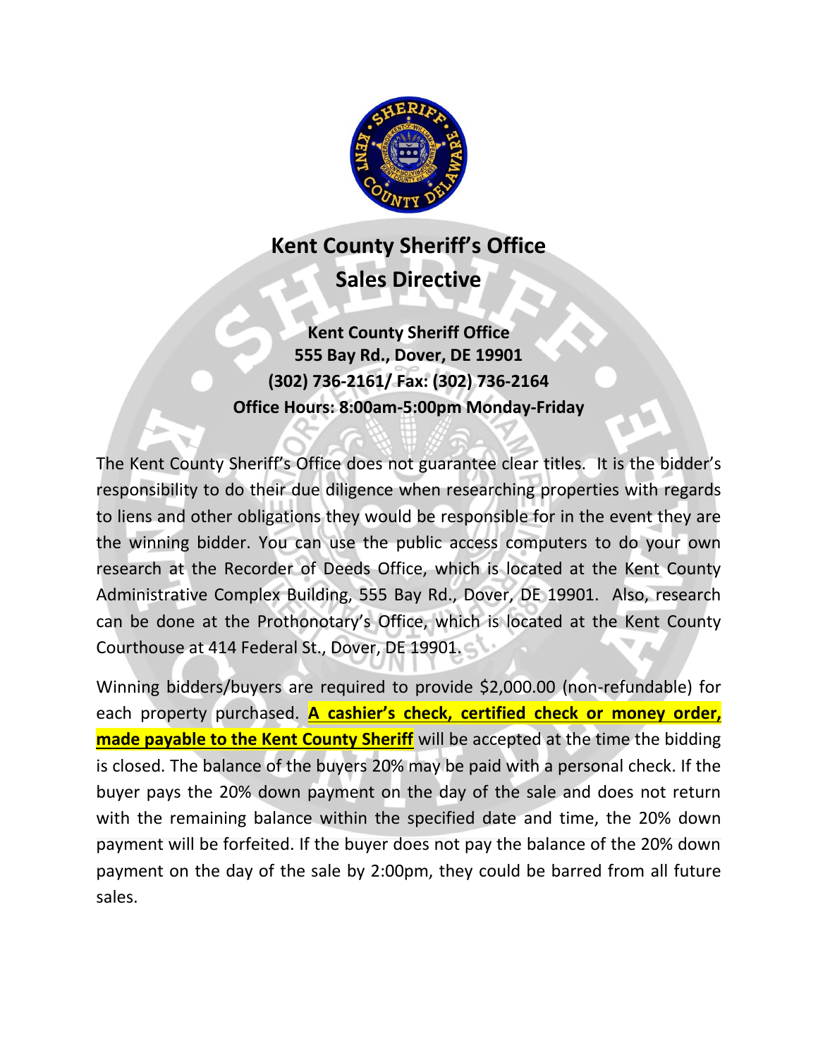# Kent County Sheriff's Office
# Sales Directive

**Kent County Sheriff Office**
**555 Bay Rd., Dover, DE 19901**
**(302) 736-2161/ Fax: (302) 736-2164**
**Office Hours: 8:00am-5:00pm Monday-Friday**

The Kent County Sheriff's Office does not guarantee clear titles. It is the bidder's responsibility to do their due diligence when researching properties with regards to liens and other obligations they would be responsible for in the event they are the winning bidder. You can use the public access computers to do your own research at the Recorder of Deeds Office, which is located at the Kent County Administrative Complex Building, 555 Bay Rd., Dover, DE 19901. Also, research can be done at the Prothonotary's Office, which is located at the Kent County Courthouse at 414 Federal St., Dover, DE 19901.

Winning bidders/buyers are required to provide $2,000.00 (non-refundable) for each property purchased. **A cashier's check, certified check or money order, made payable to the Kent County Sheriff** will be accepted at the time the bidding is closed. The balance of the buyers 20% may be paid with a personal check. If the buyer pays the 20% down payment on the day of the sale and does not return with the remaining balance within the specified date and time, the 20% down payment will be forfeited. If the buyer does not pay the balance of the 20% down payment on the day of the sale by 2:00pm, they could be barred from all future sales.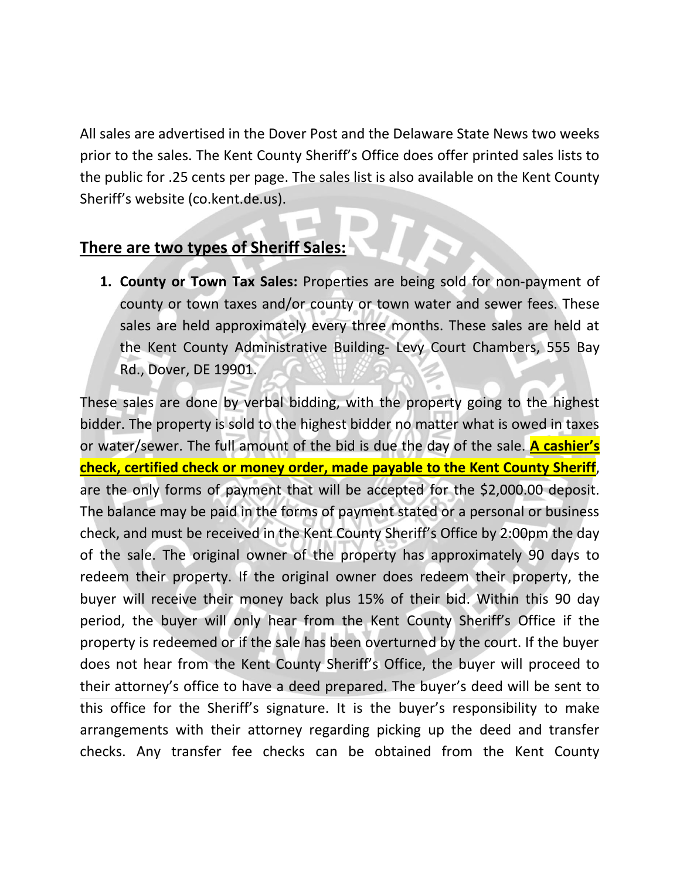All sales are advertised in the Dover Post and the Delaware State News two weeks prior to the sales. The Kent County Sheriff's Office does offer printed sales lists to the public for .25 cents per page. The sales list is also available on the Kent County Sheriff's website (co.kent.de.us).

## There are two types of Sheriff Sales:

1. **County or Town Tax Sales:** Properties are being sold for non-payment of county or town taxes and/or county or town water and sewer fees. These sales are held approximately every three months. These sales are held at the Kent County Administrative Building- Levy Court Chambers, 555 Bay Rd., Dover, DE 19901.

These sales are done by verbal bidding, with the property going to the highest bidder. The property is sold to the highest bidder no matter what is owed in taxes or water/sewer. The full amount of the bid is due the day of the sale. **A cashier's check, certified check or money order, made payable to the Kent County Sheriff**, are the only forms of payment that will be accepted for the $2,000.00 deposit. The balance may be paid in the forms of payment stated or a personal or business check, and must be received in the Kent County Sheriff's Office by 2:00pm the day of the sale. The original owner of the property has approximately 90 days to redeem their property. If the original owner does redeem their property, the buyer will receive their money back plus 15% of their bid. Within this 90 day period, the buyer will only hear from the Kent County Sheriff's Office if the property is redeemed or if the sale has been overturned by the court. If the buyer does not hear from the Kent County Sheriff's Office, the buyer will proceed to their attorney's office to have a deed prepared. The buyer's deed will be sent to this office for the Sheriff's signature. It is the buyer's responsibility to make arrangements with their attorney regarding picking up the deed and transfer checks. Any transfer fee checks can be obtained from the Kent County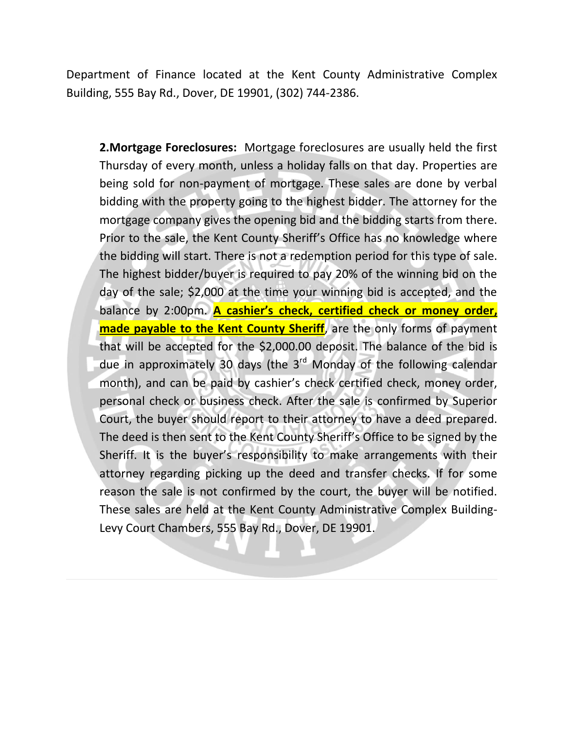Department of Finance located at the Kent County Administrative Complex Building, 555 Bay Rd., Dover, DE 19901, (302) 744-2386.

**2.Mortgage Foreclosures:** Mortgage foreclosures are usually held the first Thursday of every month, unless a holiday falls on that day. Properties are being sold for non-payment of mortgage. These sales are done by verbal bidding with the property going to the highest bidder. The attorney for the mortgage company gives the opening bid and the bidding starts from there. Prior to the sale, the Kent County Sheriff's Office has no knowledge where the bidding will start. There is not a redemption period for this type of sale. The highest bidder/buyer is required to pay 20% of the winning bid on the day of the sale; $2,000 at the time your winning bid is accepted, and the balance by 2:00pm. **A cashier's check, certified check or money order, made payable to the Kent County Sheriff**, are the only forms of payment that will be accepted for the $2,000.00 deposit. The balance of the bid is due in approximately 30 days (the 3rd Monday of the following calendar month), and can be paid by cashier's check certified check, money order, personal check or business check. After the sale is confirmed by Superior Court, the buyer should report to their attorney to have a deed prepared. The deed is then sent to the Kent County Sheriff's Office to be signed by the Sheriff. It is the buyer's responsibility to make arrangements with their attorney regarding picking up the deed and transfer checks. If for some reason the sale is not confirmed by the court, the buyer will be notified. These sales are held at the Kent County Administrative Complex Building-Levy Court Chambers, 555 Bay Rd., Dover, DE 19901.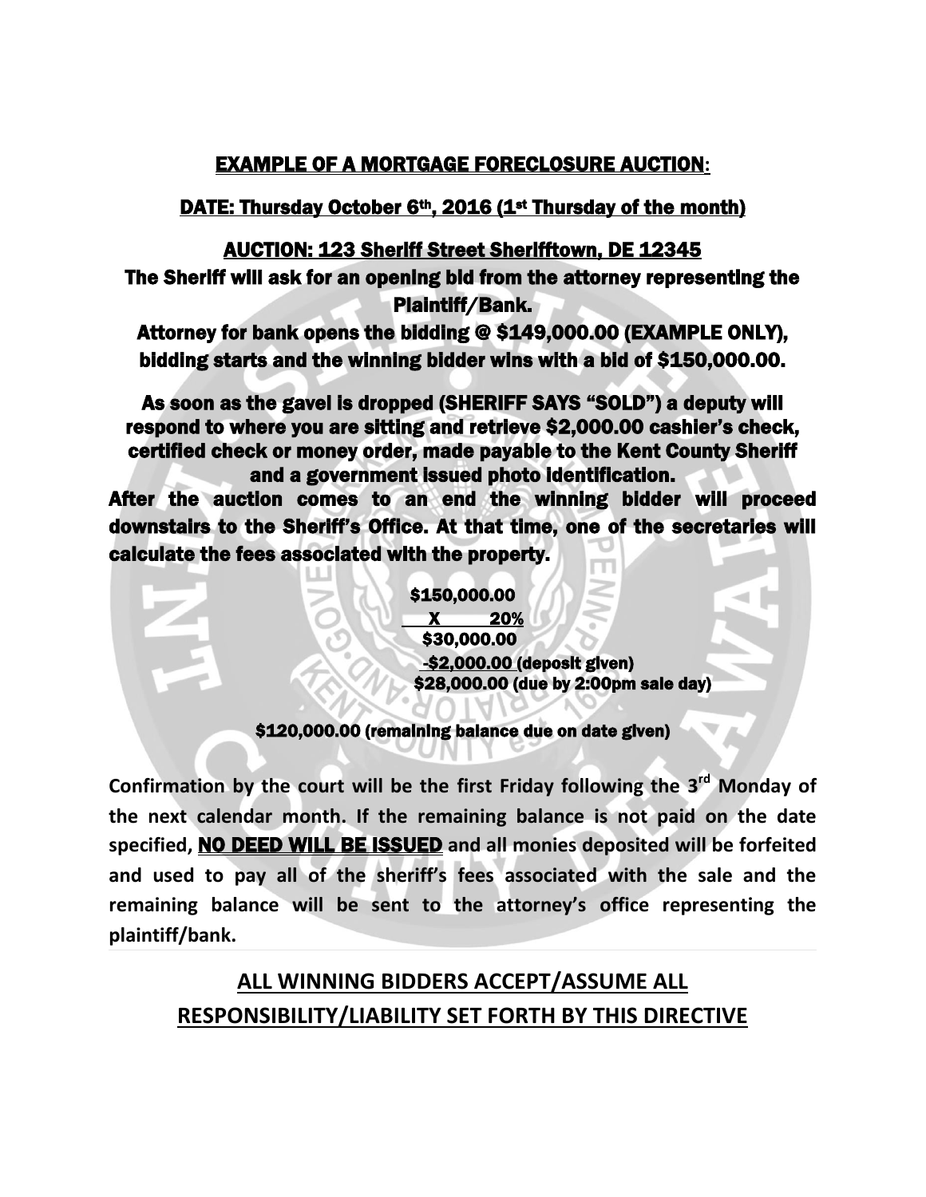## EXAMPLE OF A MORTGAGE FORECLOSURE AUCTION:

**DATE: Thursday October 6th, 2016 (1st Thursday of the month)**

**AUCTION: 123 Sheriff Street Sherifftown, DE 12345**

**The Sheriff will ask for an opening bid from the attorney representing the Plaintiff/Bank.**

**Attorney for bank opens the bidding @ $149,000.00 (EXAMPLE ONLY), bidding starts and the winning bidder wins with a bid of $150,000.00.**

**As soon as the gavel is dropped (SHERIFF SAYS "SOLD") a deputy will respond to where you are sitting and retrieve $2,000.00 cashier's check, certified check or money order, made payable to the Kent County Sheriff and a government issued photo identification.**

**After the auction comes to an end the winning bidder will proceed downstairs to the Sheriff's Office. At that time, one of the secretaries will calculate the fees associated with the property.**

```
 $150,000.00
 X       20%
 $30,000.00
 -$2,000.00 (deposit given)
 $28,000.00 (due by 2:00pm sale day)
```

**$120,000.00 (remaining balance due on date given)**

**Confirmation by the court will be the first Friday following the 3rd Monday of the next calendar month. If the remaining balance is not paid on the date specified, NO DEED WILL BE ISSUED and all monies deposited will be forfeited and used to pay all of the sheriff's fees associated with the sale and the remaining balance will be sent to the attorney's office representing the plaintiff/bank.**

## ALL WINNING BIDDERS ACCEPT/ASSUME ALL RESPONSIBILITY/LIABILITY SET FORTH BY THIS DIRECTIVE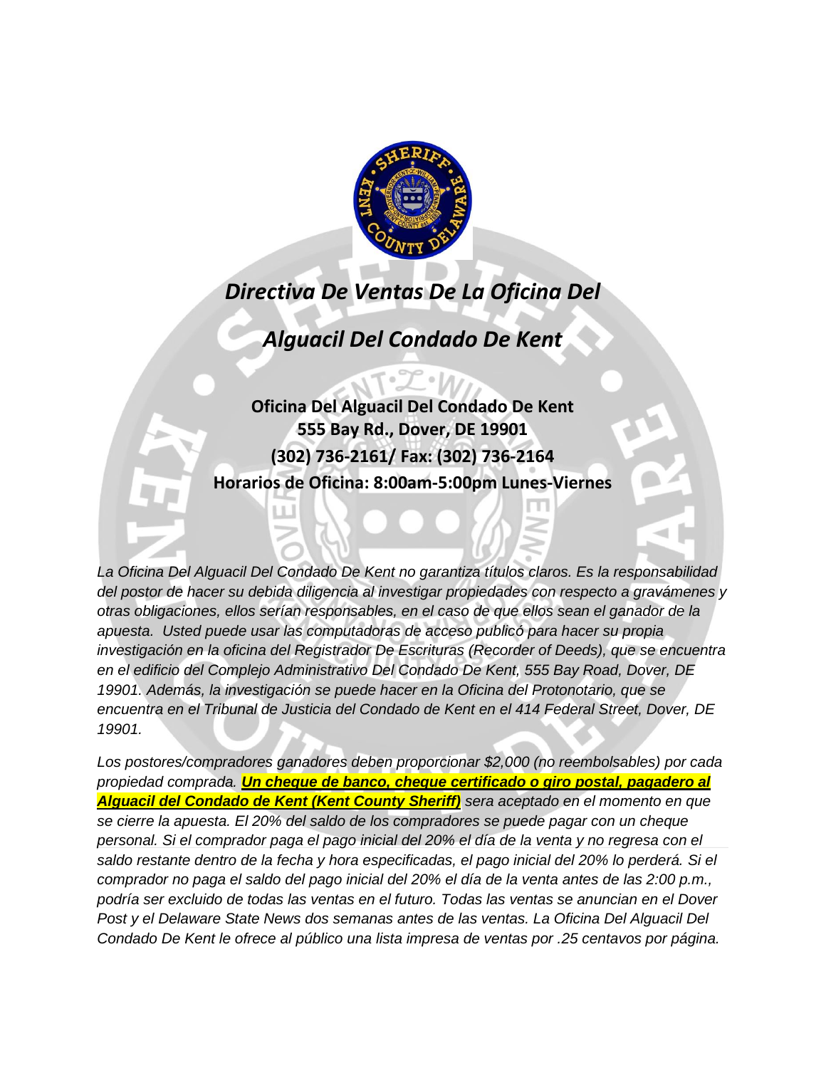# *Directiva De Ventas De La Oficina Del Alguacil Del Condado De Kent*

**Oficina Del Alguacil Del Condado De Kent**
**555 Bay Rd., Dover, DE 19901**
**(302) 736-2161/ Fax: (302) 736-2164**
**Horarios de Oficina: 8:00am-5:00pm Lunes-Viernes**

*La Oficina Del Alguacil Del Condado De Kent no garantiza títulos claros. Es la responsabilidad del postor de hacer su debida diligencia al investigar propiedades con respecto a gravámenes y otras obligaciones, ellos serían responsables, en el caso de que ellos sean el ganador de la apuesta. Usted puede usar las computadoras de acceso publicó para hacer su propia investigación en la oficina del Registrador De Escrituras (Recorder of Deeds), que se encuentra en el edificio del Complejo Administrativo Del Condado De Kent, 555 Bay Road, Dover, DE 19901. Además, la investigación se puede hacer en la Oficina del Protonotario, que se encuentra en el Tribunal de Justicia del Condado de Kent en el 414 Federal Street, Dover, DE 19901.*

*Los postores/compradores ganadores deben proporcionar $2,000 (no reembolsables) por cada propiedad comprada.* ***Un cheque de banco, cheque certificado o giro postal, pagadero al Alguacil del Condado de Kent (Kent County Sheriff)*** *sera aceptado en el momento en que se cierre la apuesta. El 20% del saldo de los compradores se puede pagar con un cheque personal. Si el comprador paga el pago inicial del 20% el día de la venta y no regresa con el saldo restante dentro de la fecha y hora especificadas, el pago inicial del 20% lo perderá. Si el comprador no paga el saldo del pago inicial del 20% el día de la venta antes de las 2:00 p.m., podría ser excluido de todas las ventas en el futuro. Todas las ventas se anuncian en el Dover Post y el Delaware State News dos semanas antes de las ventas. La Oficina Del Alguacil Del Condado De Kent le ofrece al público una lista impresa de ventas por .25 centavos por página.*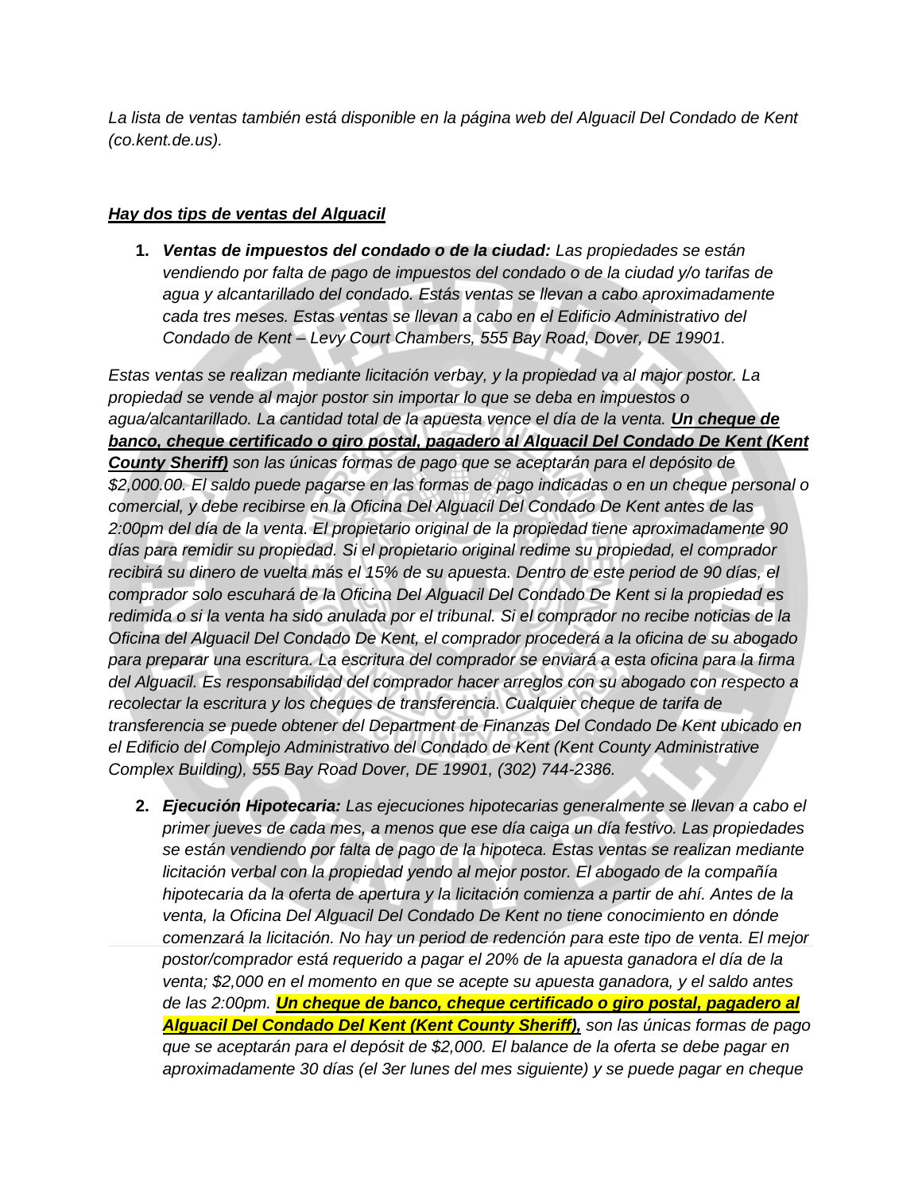*La lista de ventas también está disponible en la página web del Alguacil Del Condado de Kent (co.kent.de.us).*

***<u>Hay dos tips de ventas del Alguacil</u>***

1. ***Ventas de impuestos del condado o de la ciudad:*** *Las propiedades se están vendiendo por falta de pago de impuestos del condado o de la ciudad y/o tarifas de agua y alcantarillado del condado. Estás ventas se llevan a cabo aproximadamente cada tres meses. Estas ventas se llevan a cabo en el Edificio Administrativo del Condado de Kent – Levy Court Chambers, 555 Bay Road, Dover, DE 19901.*

*Estas ventas se realizan mediante licitación verbay, y la propiedad va al major postor. La propiedad se vende al major postor sin importar lo que se deba en impuestos o agua/alcantarillado. La cantidad total de la apuesta vence el día de la venta.* ***<u>Un cheque de banco, cheque certificado o giro postal, pagadero al Alguacil Del Condado De Kent (Kent County Sheriff)</u>*** *son las únicas formas de pago que se aceptarán para el depósito de $2,000.00. El saldo puede pagarse en las formas de pago indicadas o en un cheque personal o comercial, y debe recibirse en la Oficina Del Alguacil Del Condado De Kent antes de las 2:00pm del día de la venta. El propietario original de la propiedad tiene aproximadamente 90 días para remidir su propiedad. Si el propietario original redime su propiedad, el comprador recibirá su dinero de vuelta más el 15% de su apuesta. Dentro de este period de 90 días, el comprador solo escuhará de la Oficina Del Alguacil Del Condado De Kent si la propiedad es redimida o si la venta ha sido anulada por el tribunal. Si el comprador no recibe noticias de la Oficina del Alguacil Del Condado De Kent, el comprador procederá a la oficina de su abogado para preparar una escritura. La escritura del comprador se enviará a esta oficina para la firma del Alguacil. Es responsabilidad del comprador hacer arreglos con su abogado con respecto a recolectar la escritura y los cheques de transferencia. Cualquier cheque de tarifa de transferencia se puede obtener del Department de Finanzas Del Condado De Kent ubicado en el Edificio del Complejo Administrativo del Condado de Kent (Kent County Administrative Complex Building), 555 Bay Road Dover, DE 19901, (302) 744-2386.*

2. ***Ejecución Hipotecaria:*** *Las ejecuciones hipotecarias generalmente se llevan a cabo el primer jueves de cada mes, a menos que ese día caiga un día festivo. Las propiedades se están vendiendo por falta de pago de la hipoteca. Estas ventas se realizan mediante licitación verbal con la propiedad yendo al mejor postor. El abogado de la compañía hipotecaria da la oferta de apertura y la licitación comienza a partir de ahí. Antes de la venta, la Oficina Del Alguacil Del Condado De Kent no tiene conocimiento en dónde comenzará la licitación. No hay un period de redención para este tipo de venta. El mejor postor/comprador está requerido a pagar el 20% de la apuesta ganadora el día de la venta; $2,000 en el momento en que se acepte su apuesta ganadora, y el saldo antes de las 2:00pm.* ***<u>Un cheque de banco, cheque certificado o giro postal, pagadero al Alguacil Del Condado Del Kent (Kent County Sheriff)</u>,*** *son las únicas formas de pago que se aceptarán para el depósit de $2,000. El balance de la oferta se debe pagar en aproximadamente 30 días (el 3er lunes del mes siguiente) y se puede pagar en cheque*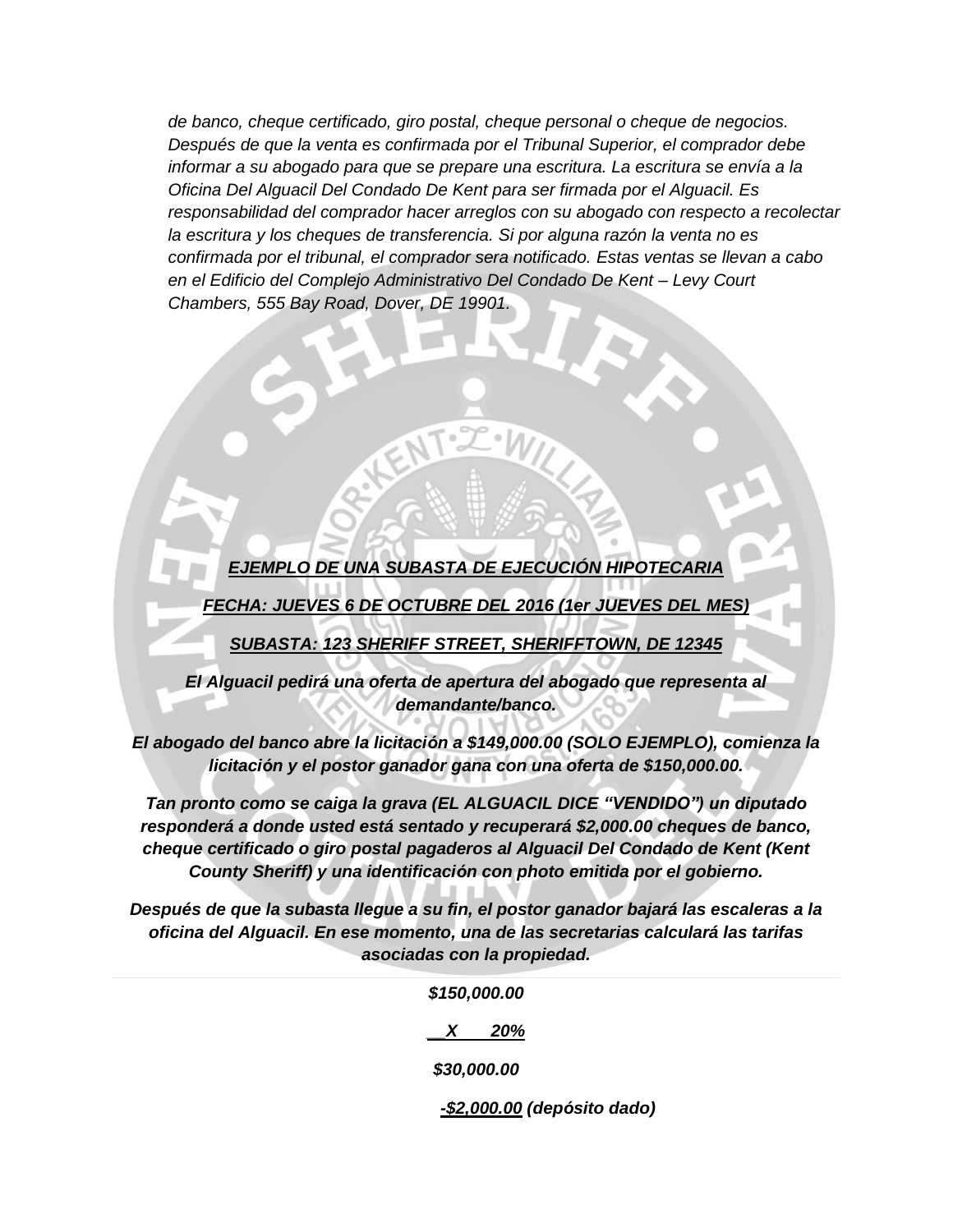*de banco, cheque certificado, giro postal, cheque personal o cheque de negocios. Después de que la venta es confirmada por el Tribunal Superior, el comprador debe informar a su abogado para que se prepare una escritura. La escritura se envía a la Oficina Del Alguacil Del Condado De Kent para ser firmada por el Alguacil. Es responsabilidad del comprador hacer arreglos con su abogado con respecto a recolectar la escritura y los cheques de transferencia. Si por alguna razón la venta no es confirmada por el tribunal, el comprador sera notificado. Estas ventas se llevan a cabo en el Edificio del Complejo Administrativo Del Condado De Kent – Levy Court Chambers, 555 Bay Road, Dover, DE 19901.*

***EJEMPLO DE UNA SUBASTA DE EJECUCIÓN HIPOTECARIA***

***FECHA: JUEVES 6 DE OCTUBRE DEL 2016 (1er JUEVES DEL MES)***

***SUBASTA: 123 SHERIFF STREET, SHERIFFTOWN, DE 12345***

***El Alguacil pedirá una oferta de apertura del abogado que representa al demandante/banco.***

***El abogado del banco abre la licitación a $149,000.00 (SOLO EJEMPLO), comienza la licitación y el postor ganador gana con una oferta de $150,000.00.***

***Tan pronto como se caiga la grava (EL ALGUACIL DICE "VENDIDO") un diputado responderá a donde usted está sentado y recuperará $2,000.00 cheques de banco, cheque certificado o giro postal pagaderos al Alguacil Del Condado de Kent (Kent County Sheriff) y una identificación con photo emitida por el gobierno.***

***Después de que la subasta llegue a su fin, el postor ganador bajará las escaleras a la oficina del Alguacil. En ese momento, una de las secretarias calculará las tarifas asociadas con la propiedad.***

***$150,000.00***

***X 20%***

***$30,000.00***

***-$2,000.00 (depósito dado)***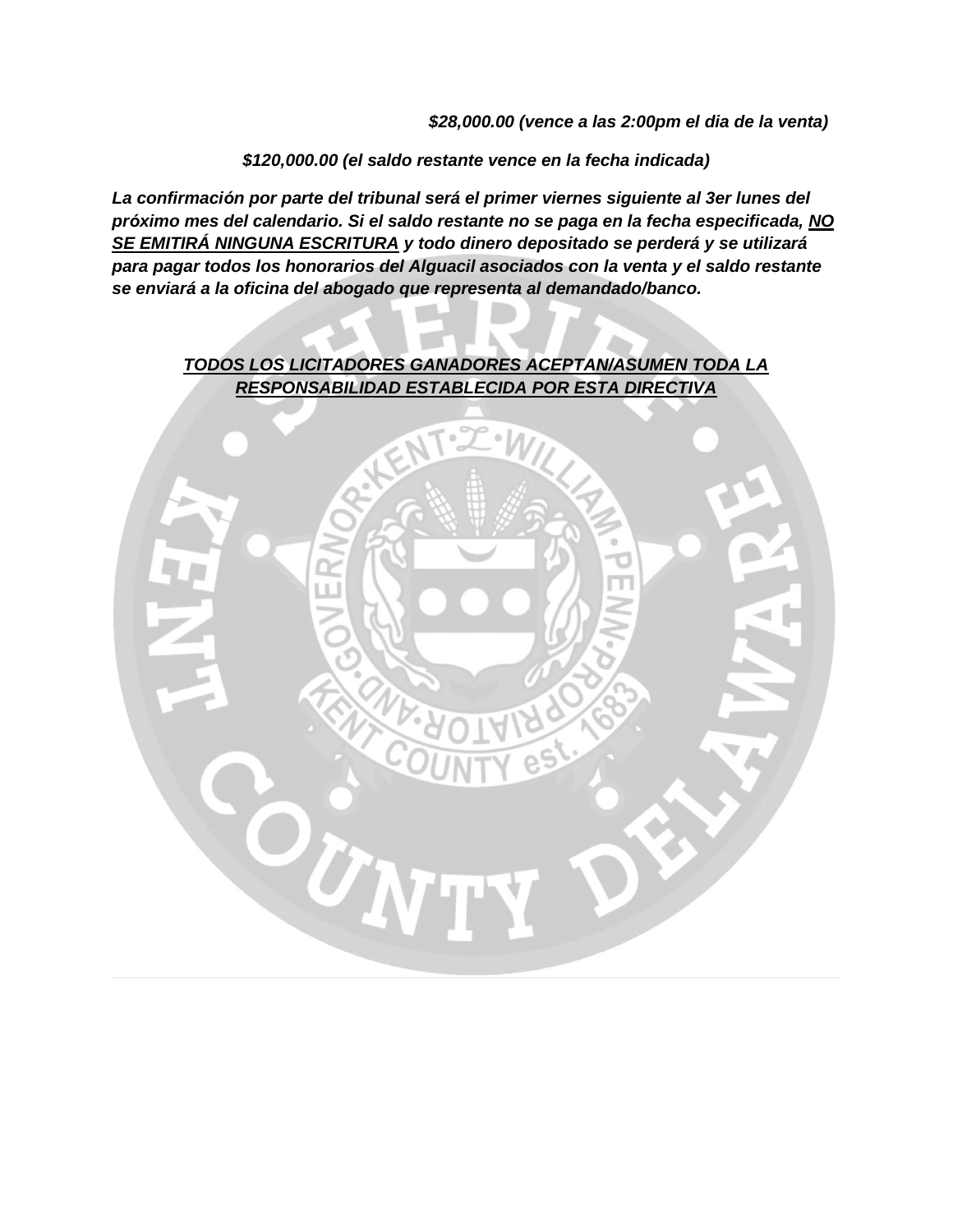***$28,000.00 (vence a las 2:00pm el dia de la venta)***

***$120,000.00 (el saldo restante vence en la fecha indicada)***

***La confirmación por parte del tribunal será el primer viernes siguiente al 3er lunes del próximo mes del calendario. Si el saldo restante no se paga en la fecha especificada, <u>NO SE EMITIRÁ NINGUNA ESCRITURA</u> y todo dinero depositado se perderá y se utilizará para pagar todos los honorarios del Alguacil asociados con la venta y el saldo restante se enviará a la oficina del abogado que representa al demandado/banco.***

***<u>TODOS LOS LICITADORES GANADORES ACEPTAN/ASUMEN TODA LA RESPONSABILIDAD ESTABLECIDA POR ESTA DIRECTIVA</u>***